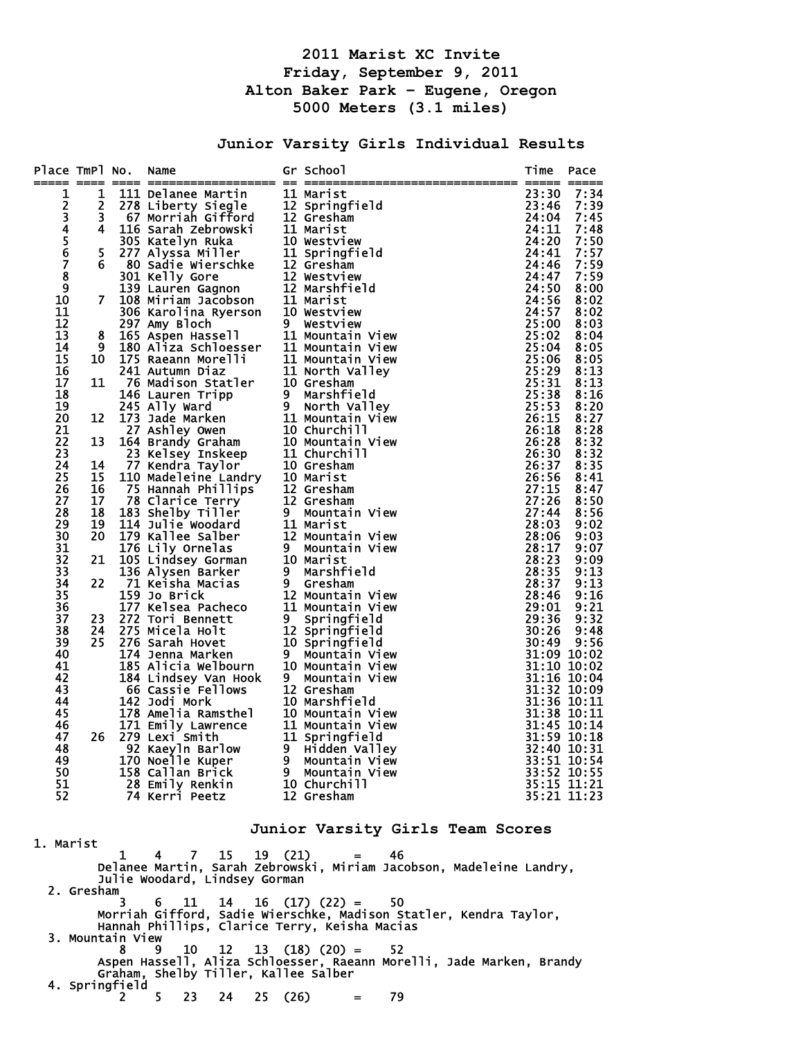# 2011 Marist XC Invite
## Friday, September 9, 2011
## Alton Baker Park - Eugene, Oregon
## 5000 Meters (3.1 miles)

### Junior Varsity Girls Individual Results

| Place | TmPl | No. | Name | Gr | School | Time | Pace |
|---|---|---|---|---|---|---|---|
| 1 | 1 | 111 | Delanee Martin | 11 | Marist | 23:30 | 7:34 |
| 2 | 2 | 278 | Liberty Siegle | 12 | Springfield | 23:46 | 7:39 |
| 3 | 3 | 67 | Morriah Gifford | 12 | Gresham | 24:04 | 7:45 |
| 4 | 4 | 116 | Sarah Zebrowski | 11 | Marist | 24:11 | 7:48 |
| 5 | | 305 | Katelyn Ruka | 10 | Westview | 24:20 | 7:50 |
| 6 | 5 | 277 | Alyssa Miller | 11 | Springfield | 24:41 | 7:57 |
| 7 | 6 | 80 | Sadie Wierschke | 12 | Gresham | 24:46 | 7:59 |
| 8 | | 301 | Kelly Gore | 12 | Westview | 24:47 | 7:59 |
| 9 | | 139 | Lauren Gagnon | 12 | Marshfield | 24:50 | 8:00 |
| 10 | 7 | 108 | Miriam Jacobson | 11 | Marist | 24:56 | 8:02 |
| 11 | | 306 | Karolina Ryerson | 10 | Westview | 24:57 | 8:02 |
| 12 | | 297 | Amy Bloch | 9 | Westview | 25:00 | 8:03 |
| 13 | 8 | 165 | Aspen Hassell | 11 | Mountain View | 25:02 | 8:04 |
| 14 | 9 | 180 | Aliza Schloesser | 11 | Mountain View | 25:04 | 8:05 |
| 15 | 10 | 175 | Raeann Morelli | 11 | Mountain View | 25:06 | 8:05 |
| 16 | | 241 | Autumn Diaz | 11 | North Valley | 25:29 | 8:13 |
| 17 | 11 | 76 | Madison Statler | 10 | Gresham | 25:31 | 8:13 |
| 18 | | 146 | Lauren Tripp | 9 | Marshfield | 25:38 | 8:16 |
| 19 | | 245 | Ally Ward | 9 | North Valley | 25:53 | 8:20 |
| 20 | 12 | 173 | Jade Marken | 11 | Mountain View | 26:15 | 8:27 |
| 21 | | 27 | Ashley Owen | 10 | Churchill | 26:18 | 8:28 |
| 22 | 13 | 164 | Brandy Graham | 10 | Mountain View | 26:28 | 8:32 |
| 23 | | 23 | Kelsey Inskeep | 11 | Churchill | 26:30 | 8:32 |
| 24 | 14 | 77 | Kendra Taylor | 10 | Gresham | 26:37 | 8:35 |
| 25 | 15 | 110 | Madeleine Landry | 10 | Marist | 26:56 | 8:41 |
| 26 | 16 | 75 | Hannah Phillips | 12 | Gresham | 27:15 | 8:47 |
| 27 | 17 | 78 | Clarice Terry | 12 | Gresham | 27:26 | 8:50 |
| 28 | 18 | 183 | Shelby Tiller | 9 | Mountain View | 27:44 | 8:56 |
| 29 | 19 | 114 | Julie Woodard | 11 | Marist | 28:03 | 9:02 |
| 30 | 20 | 179 | Kallee Salber | 12 | Mountain View | 28:06 | 9:03 |
| 31 | | 176 | Lily Ornelas | 9 | Mountain View | 28:17 | 9:07 |
| 32 | 21 | 105 | Lindsey Gorman | 10 | Marist | 28:23 | 9:09 |
| 33 | | 136 | Alysen Barker | 9 | Marshfield | 28:35 | 9:13 |
| 34 | 22 | 71 | Keisha Macias | 9 | Gresham | 28:37 | 9:13 |
| 35 | | 159 | Jo Brick | 12 | Mountain View | 28:46 | 9:16 |
| 36 | | 177 | Kelsea Pacheco | 11 | Mountain View | 29:01 | 9:21 |
| 37 | 23 | 272 | Tori Bennett | 9 | Springfield | 29:36 | 9:32 |
| 38 | 24 | 275 | Micela Holt | 12 | Springfield | 30:26 | 9:48 |
| 39 | 25 | 276 | Sarah Hovet | 10 | Springfield | 30:49 | 9:56 |
| 40 | | 174 | Jenna Marken | 9 | Mountain View | 31:09 | 10:02 |
| 41 | | 185 | Alicia Welbourn | 10 | Mountain View | 31:10 | 10:02 |
| 42 | | 184 | Lindsey Van Hook | 9 | Mountain View | 31:16 | 10:04 |
| 43 | | 66 | Cassie Fellows | 12 | Gresham | 31:32 | 10:09 |
| 44 | | 142 | Jodi Mork | 10 | Marshfield | 31:36 | 10:11 |
| 45 | | 178 | Amelia Ramsthel | 10 | Mountain View | 31:38 | 10:11 |
| 46 | | 171 | Emily Lawrence | 11 | Mountain View | 31:45 | 10:14 |
| 47 | 26 | 279 | Lexi Smith | 11 | Springfield | 31:59 | 10:18 |
| 48 | | 92 | Kaeyln Barlow | 9 | Hidden Valley | 32:40 | 10:31 |
| 49 | | 170 | Noelle Kuper | 9 | Mountain View | 33:51 | 10:54 |
| 50 | | 158 | Callan Brick | 9 | Mountain View | 33:52 | 10:55 |
| 51 | | 28 | Emily Renkin | 10 | Churchill | 35:15 | 11:21 |
| 52 | | 74 | Kerri Peetz | 12 | Gresham | 35:21 | 11:23 |

### Junior Varsity Girls Team Scores

1. Marist
   1 4 7 15 19 (21) = 46
   Delanee Martin, Sarah Zebrowski, Miriam Jacobson, Madeleine Landry, Julie Woodard, Lindsey Gorman
2. Gresham
   3 6 11 14 16 (17) (22) = 50
   Morriah Gifford, Sadie Wierschke, Madison Statler, Kendra Taylor, Hannah Phillips, Clarice Terry, Keisha Macias
3. Mountain View
   8 9 10 12 13 (18) (20) = 52
   Aspen Hassell, Aliza Schloesser, Raeann Morelli, Jade Marken, Brandy Graham, Shelby Tiller, Kallee Salber
4. Springfield
   2 5 23 24 25 (26) = 79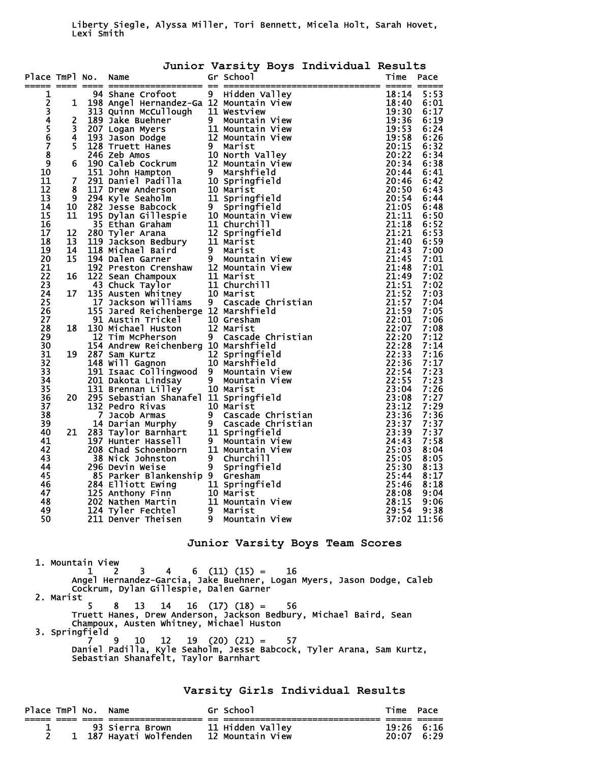Liberty Siegle, Alyssa Miller, Tori Bennett, Micela Holt, Sarah Hovet, Lexi Smith

## Junior Varsity Boys Individual Results

| Place | TmPl | No. | Name | Gr | School | Time | Pace |
|---|---|---|---|---|---|---|---|
| 1 | | 94 | Shane Crofoot | 9 | Hidden Valley | 18:14 | 5:53 |
| 2 | 1 | 198 | Angel Hernandez-Ga | 12 | Mountain View | 18:40 | 6:01 |
| 3 | | 313 | Quinn McCullough | 11 | Westview | 19:30 | 6:17 |
| 4 | 2 | 189 | Jake Buehner | 9 | Mountain View | 19:36 | 6:19 |
| 5 | 3 | 207 | Logan Myers | 11 | Mountain View | 19:53 | 6:24 |
| 6 | 4 | 193 | Jason Dodge | 12 | Mountain View | 19:58 | 6:26 |
| 7 | 5 | 128 | Truett Hanes | 9 | Marist | 20:15 | 6:32 |
| 8 | | 246 | Zeb Amos | 10 | North Valley | 20:22 | 6:34 |
| 9 | 6 | 190 | Caleb Cockrum | 12 | Mountain View | 20:34 | 6:38 |
| 10 | | 151 | John Hampton | 9 | Marshfield | 20:44 | 6:41 |
| 11 | 7 | 291 | Daniel Padilla | 10 | Springfield | 20:46 | 6:42 |
| 12 | 8 | 117 | Drew Anderson | 10 | Marist | 20:50 | 6:43 |
| 13 | 9 | 294 | Kyle Seaholm | 11 | Springfield | 20:54 | 6:44 |
| 14 | 10 | 282 | Jesse Babcock | 9 | Springfield | 21:05 | 6:48 |
| 15 | 11 | 195 | Dylan Gillespie | 10 | Mountain View | 21:11 | 6:50 |
| 16 | | 35 | Ethan Graham | 11 | Churchill | 21:18 | 6:52 |
| 17 | 12 | 280 | Tyler Arana | 12 | Springfield | 21:21 | 6:53 |
| 18 | 13 | 119 | Jackson Bedbury | 11 | Marist | 21:40 | 6:59 |
| 19 | 14 | 118 | Michael Baird | 9 | Marist | 21:43 | 7:00 |
| 20 | 15 | 194 | Dalen Garner | 9 | Mountain View | 21:45 | 7:01 |
| 21 | | 192 | Preston Crenshaw | 12 | Mountain View | 21:48 | 7:01 |
| 22 | 16 | 122 | Sean Champoux | 11 | Marist | 21:49 | 7:02 |
| 23 | | 43 | Chuck Taylor | 11 | Churchill | 21:51 | 7:02 |
| 24 | 17 | 135 | Austen Whitney | 10 | Marist | 21:52 | 7:03 |
| 25 | | 17 | Jackson Williams | 9 | Cascade Christian | 21:57 | 7:04 |
| 26 | | 155 | Jared Reichenberge | 12 | Marshfield | 21:59 | 7:05 |
| 27 | | 91 | Austin Trickel | 10 | Gresham | 22:01 | 7:06 |
| 28 | 18 | 130 | Michael Huston | 12 | Marist | 22:07 | 7:08 |
| 29 | | 12 | Tim McPherson | 9 | Cascade Christian | 22:20 | 7:12 |
| 30 | | 154 | Andrew Reichenberg | 10 | Marshfield | 22:28 | 7:14 |
| 31 | 19 | 287 | Sam Kurtz | 12 | Springfield | 22:33 | 7:16 |
| 32 | | 148 | Will Gagnon | 10 | Marshfield | 22:36 | 7:17 |
| 33 | | 191 | Isaac Collingwood | 9 | Mountain View | 22:54 | 7:23 |
| 34 | | 201 | Dakota Lindsay | 9 | Mountain View | 22:55 | 7:23 |
| 35 | | 131 | Brennan Lilley | 10 | Marist | 23:04 | 7:26 |
| 36 | 20 | 295 | Sebastian Shanafel | 11 | Springfield | 23:08 | 7:27 |
| 37 | | 132 | Pedro Rivas | 10 | Marist | 23:12 | 7:29 |
| 38 | | 7 | Jacob Armas | 9 | Cascade Christian | 23:36 | 7:36 |
| 39 | | 14 | Darian Murphy | 9 | Cascade Christian | 23:37 | 7:37 |
| 40 | 21 | 283 | Taylor Barnhart | 11 | Springfield | 23:39 | 7:37 |
| 41 | | 197 | Hunter Hassell | 9 | Mountain View | 24:43 | 7:58 |
| 42 | | 208 | Chad Schoenborn | 11 | Mountain View | 25:03 | 8:04 |
| 43 | | 38 | Nick Johnston | 9 | Churchill | 25:05 | 8:05 |
| 44 | | 296 | Devin Weise | 9 | Springfield | 25:30 | 8:13 |
| 45 | | 85 | Parker Blankenship | 9 | Gresham | 25:44 | 8:17 |
| 46 | | 284 | Elliott Ewing | 11 | Springfield | 25:46 | 8:18 |
| 47 | | 125 | Anthony Finn | 10 | Marist | 28:08 | 9:04 |
| 48 | | 202 | Nathen Martin | 11 | Mountain View | 28:15 | 9:06 |
| 49 | | 124 | Tyler Fechtel | 9 | Marist | 29:54 | 9:38 |
| 50 | | 211 | Denver Theisen | 9 | Mountain View | 37:02 | 11:56 |

## Junior Varsity Boys Team Scores

1. Mountain View
   1 2 3 4 6 (11) (15) = 16
   Angel Hernandez-Garcia, Jake Buehner, Logan Myers, Jason Dodge, Caleb Cockrum, Dylan Gillespie, Dalen Garner
2. Marist
   5 8 13 14 16 (17) (18) = 56
   Truett Hanes, Drew Anderson, Jackson Bedbury, Michael Baird, Sean Champoux, Austen Whitney, Michael Huston
3. Springfield
   7 9 10 12 19 (20) (21) = 57
   Daniel Padilla, Kyle Seaholm, Jesse Babcock, Tyler Arana, Sam Kurtz, Sebastian Shanafelt, Taylor Barnhart

## Varsity Girls Individual Results

| Place | TmPl | No. | Name | Gr | School | Time | Pace |
|---|---|---|---|---|---|---|---|
| 1 | | 93 | Sierra Brown | 11 | Hidden Valley | 19:26 | 6:16 |
| 2 | 1 | 187 | Hayati Wolfenden | 12 | Mountain View | 20:07 | 6:29 |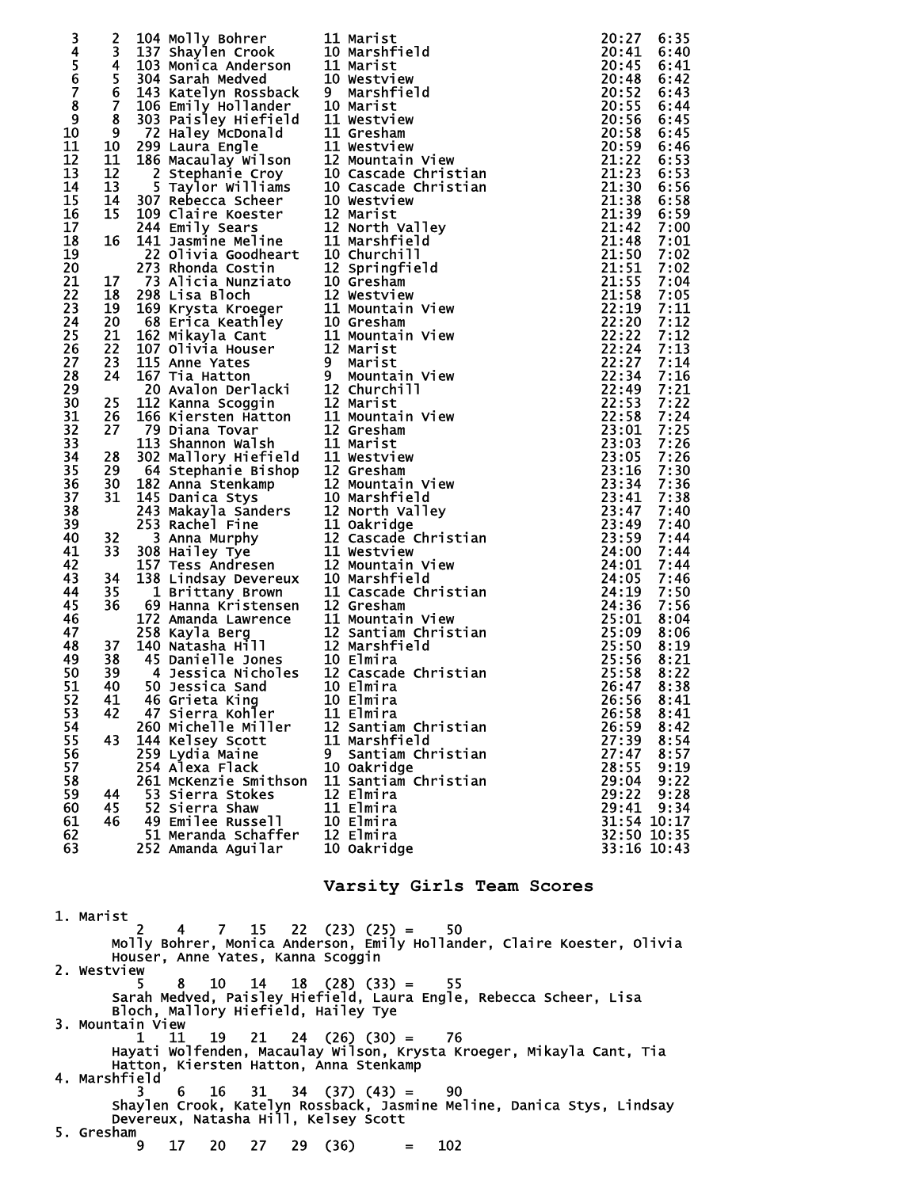| Place | Team Place | Bib | Name | Yr | School | Time | Pace |
|---|---|---|---|---|---|---|---|
| 3 | 2 | 104 | Molly Bohrer | 11 | Marist | 20:27 | 6:35 |
| 4 | 3 | 137 | Shaylen Crook | 10 | Marshfield | 20:41 | 6:40 |
| 5 | 4 | 103 | Monica Anderson | 11 | Marist | 20:45 | 6:41 |
| 6 | 5 | 304 | Sarah Medved | 10 | Westview | 20:48 | 6:42 |
| 7 | 6 | 143 | Katelyn Rossback | 9 | Marshfield | 20:52 | 6:43 |
| 8 | 7 | 106 | Emily Hollander | 10 | Marist | 20:55 | 6:44 |
| 9 | 8 | 303 | Paisley Hiefield | 11 | Westview | 20:56 | 6:45 |
| 10 | 9 | 72 | Haley McDonald | 11 | Gresham | 20:58 | 6:45 |
| 11 | 10 | 299 | Laura Engle | 11 | Westview | 20:59 | 6:46 |
| 12 | 11 | 186 | Macaulay Wilson | 12 | Mountain View | 21:22 | 6:53 |
| 13 | 12 | 2 | Stephanie Croy | 10 | Cascade Christian | 21:23 | 6:53 |
| 14 | 13 | 5 | Taylor Williams | 10 | Cascade Christian | 21:30 | 6:56 |
| 15 | 14 | 307 | Rebecca Scheer | 10 | Westview | 21:38 | 6:58 |
| 16 | 15 | 109 | Claire Koester | 12 | Marist | 21:39 | 6:59 |
| 17 | | 244 | Emily Sears | 12 | North Valley | 21:42 | 7:00 |
| 18 | 16 | 141 | Jasmine Meline | 11 | Marshfield | 21:48 | 7:01 |
| 19 | | 22 | Olivia Goodheart | 10 | Churchill | 21:50 | 7:02 |
| 20 | | 273 | Rhonda Costin | 12 | Springfield | 21:51 | 7:02 |
| 21 | 17 | 73 | Alicia Nunziato | 10 | Gresham | 21:55 | 7:04 |
| 22 | 18 | 298 | Lisa Bloch | 12 | Westview | 21:58 | 7:05 |
| 23 | 19 | 169 | Krysta Kroeger | 11 | Mountain View | 22:19 | 7:11 |
| 24 | 20 | 68 | Erica Keathley | 10 | Gresham | 22:20 | 7:12 |
| 25 | 21 | 162 | Mikayla Cant | 11 | Mountain View | 22:22 | 7:12 |
| 26 | 22 | 107 | Olivia Houser | 12 | Marist | 22:24 | 7:13 |
| 27 | 23 | 115 | Anne Yates | 9 | Marist | 22:27 | 7:14 |
| 28 | 24 | 167 | Tia Hatton | 9 | Mountain View | 22:34 | 7:16 |
| 29 | | 20 | Avalon Derlacki | 12 | Churchill | 22:49 | 7:21 |
| 30 | 25 | 112 | Kanna Scoggin | 12 | Marist | 22:53 | 7:22 |
| 31 | 26 | 166 | Kiersten Hatton | 11 | Mountain View | 22:58 | 7:24 |
| 32 | 27 | 79 | Diana Tovar | 12 | Gresham | 23:01 | 7:25 |
| 33 | | 113 | Shannon Walsh | 11 | Marist | 23:03 | 7:26 |
| 34 | 28 | 302 | Mallory Hiefield | 11 | Westview | 23:05 | 7:26 |
| 35 | 29 | 64 | Stephanie Bishop | 12 | Gresham | 23:16 | 7:30 |
| 36 | 30 | 182 | Anna Stenkamp | 12 | Mountain View | 23:34 | 7:36 |
| 37 | 31 | 145 | Danica Stys | 10 | Marshfield | 23:41 | 7:38 |
| 38 | | 243 | Makayla Sanders | 12 | North Valley | 23:47 | 7:40 |
| 39 | | 253 | Rachel Fine | 11 | Oakridge | 23:49 | 7:40 |
| 40 | 32 | 3 | Anna Murphy | 12 | Cascade Christian | 23:59 | 7:44 |
| 41 | 33 | 308 | Hailey Tye | 11 | Westview | 24:00 | 7:44 |
| 42 | | 157 | Tess Andresen | 12 | Mountain View | 24:01 | 7:44 |
| 43 | 34 | 138 | Lindsay Devereux | 10 | Marshfield | 24:05 | 7:46 |
| 44 | 35 | 1 | Brittany Brown | 11 | Cascade Christian | 24:19 | 7:50 |
| 45 | 36 | 69 | Hanna Kristensen | 12 | Gresham | 24:36 | 7:56 |
| 46 | | 172 | Amanda Lawrence | 11 | Mountain View | 25:01 | 8:04 |
| 47 | | 258 | Kayla Berg | 12 | Santiam Christian | 25:09 | 8:06 |
| 48 | 37 | 140 | Natasha Hill | 12 | Marshfield | 25:50 | 8:19 |
| 49 | 38 | 45 | Danielle Jones | 10 | Elmira | 25:56 | 8:21 |
| 50 | 39 | 4 | Jessica Nicholes | 12 | Cascade Christian | 25:58 | 8:22 |
| 51 | 40 | 50 | Jessica Sand | 10 | Elmira | 26:47 | 8:38 |
| 52 | 41 | 46 | Grieta King | 10 | Elmira | 26:56 | 8:41 |
| 53 | 42 | 47 | Sierra Kohler | 11 | Elmira | 26:58 | 8:41 |
| 54 | | 260 | Michelle Miller | 12 | Santiam Christian | 26:59 | 8:42 |
| 55 | 43 | 144 | Kelsey Scott | 11 | Marshfield | 27:39 | 8:54 |
| 56 | | 259 | Lydia Maine | 9 | Santiam Christian | 27:47 | 8:57 |
| 57 | | 254 | Alexa Flack | 10 | Oakridge | 28:55 | 9:19 |
| 58 | | 261 | McKenzie Smithson | 11 | Santiam Christian | 29:04 | 9:22 |
| 59 | 44 | 53 | Sierra Stokes | 12 | Elmira | 29:22 | 9:28 |
| 60 | 45 | 52 | Sierra Shaw | 11 | Elmira | 29:41 | 9:34 |
| 61 | 46 | 49 | Emilee Russell | 10 | Elmira | 31:54 | 10:17 |
| 62 | | 51 | Meranda Schaffer | 12 | Elmira | 32:50 | 10:35 |
| 63 | | 252 | Amanda Aguilar | 10 | Oakridge | 33:16 | 10:43 |

## Varsity Girls Team Scores

1. Marist
   2 4 7 15 22 (23) (25) = 50
   Molly Bohrer, Monica Anderson, Emily Hollander, Claire Koester, Olivia Houser, Anne Yates, Kanna Scoggin
2. Westview
   5 8 10 14 18 (28) (33) = 55
   Sarah Medved, Paisley Hiefield, Laura Engle, Rebecca Scheer, Lisa Bloch, Mallory Hiefield, Hailey Tye
3. Mountain View
   1 11 19 21 24 (26) (30) = 76
   Hayati Wolfenden, Macaulay Wilson, Krysta Kroeger, Mikayla Cant, Tia Hatton, Kiersten Hatton, Anna Stenkamp
4. Marshfield
   3 6 16 31 34 (37) (43) = 90
   Shaylen Crook, Katelyn Rossback, Jasmine Meline, Danica Stys, Lindsay Devereux, Natasha Hill, Kelsey Scott
5. Gresham
   9 17 20 27 29 (36) = 102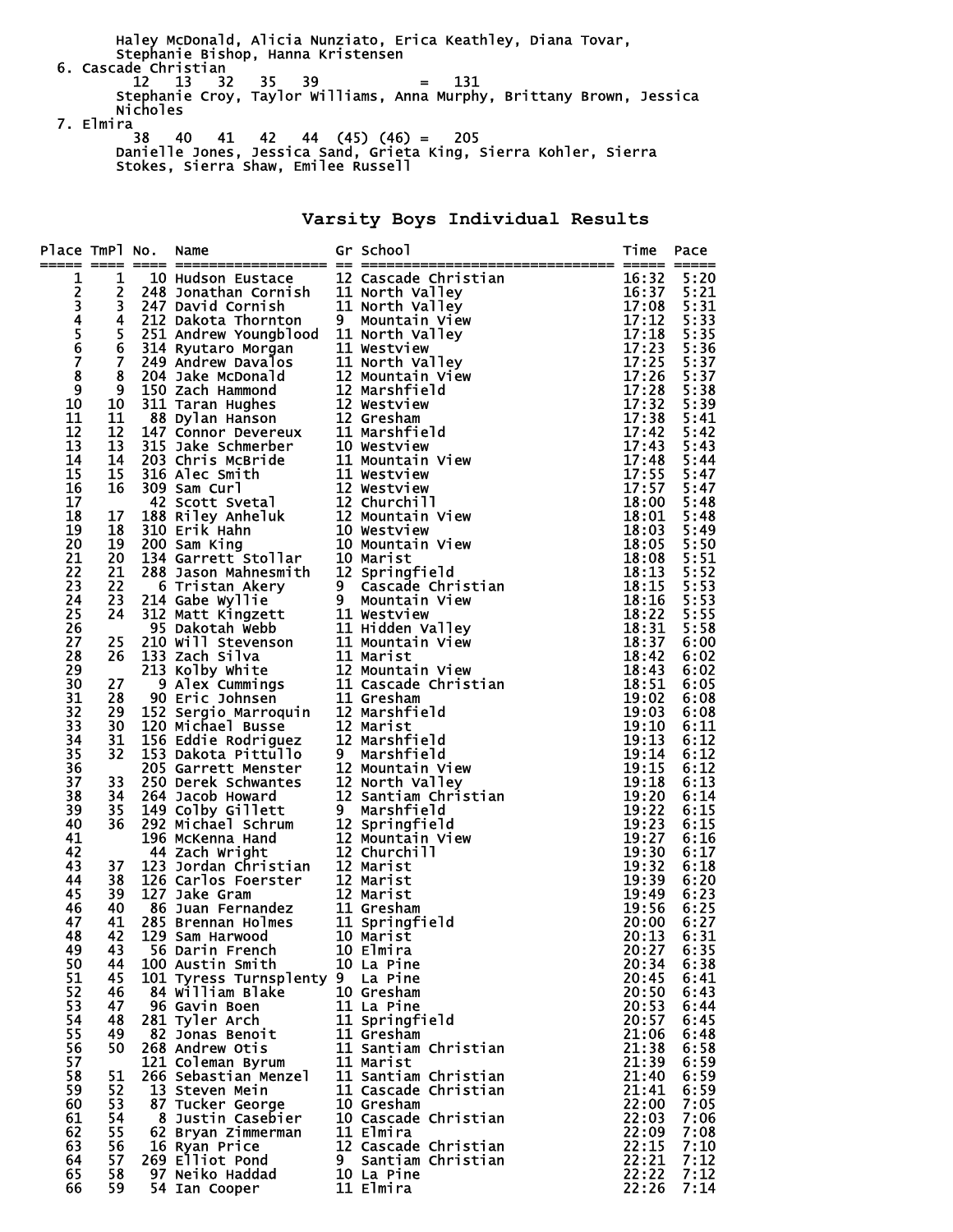Haley McDonald, Alicia Nunziato, Erica Keathley, Diana Tovar, Stephanie Bishop, Hanna Kristensen

6. Cascade Christian
   12 13 32 35 39 = 131
   Stephanie Croy, Taylor Williams, Anna Murphy, Brittany Brown, Jessica Nicholes

7. Elmira
   38 40 41 42 44 (45) (46) = 205
   Danielle Jones, Jessica Sand, Grieta King, Sierra Kohler, Sierra Stokes, Sierra Shaw, Emilee Russell

## Varsity Boys Individual Results

| Place | TmPl | No. | Name | Gr | School | Time | Pace |
|---|---|---|---|---|---|---|---|
| 1 | 1 | 10 | Hudson Eustace | 12 | Cascade Christian | 16:32 | 5:20 |
| 2 | 2 | 248 | Jonathan Cornish | 11 | North Valley | 16:37 | 5:21 |
| 3 | 3 | 247 | David Cornish | 11 | North Valley | 17:08 | 5:31 |
| 4 | 4 | 212 | Dakota Thornton | 9 | Mountain View | 17:12 | 5:33 |
| 5 | 5 | 251 | Andrew Youngblood | 11 | North Valley | 17:18 | 5:35 |
| 6 | 6 | 314 | Ryutaro Morgan | 11 | Westview | 17:23 | 5:36 |
| 7 | 7 | 249 | Andrew Davalos | 11 | North Valley | 17:25 | 5:37 |
| 8 | 8 | 204 | Jake McDonald | 12 | Mountain View | 17:26 | 5:37 |
| 9 | 9 | 150 | Zach Hammond | 12 | Marshfield | 17:28 | 5:38 |
| 10 | 10 | 311 | Taran Hughes | 12 | Westview | 17:32 | 5:39 |
| 11 | 11 | 88 | Dylan Hanson | 12 | Gresham | 17:38 | 5:41 |
| 12 | 12 | 147 | Connor Devereux | 11 | Marshfield | 17:42 | 5:42 |
| 13 | 13 | 315 | Jake Schmerber | 10 | Westview | 17:43 | 5:43 |
| 14 | 14 | 203 | Chris McBride | 11 | Mountain View | 17:48 | 5:44 |
| 15 | 15 | 316 | Alec Smith | 11 | Westview | 17:55 | 5:47 |
| 16 | 16 | 309 | Sam Curl | 12 | Westview | 17:57 | 5:47 |
| 17 | | 42 | Scott Svetal | 12 | Churchill | 18:00 | 5:48 |
| 18 | 17 | 188 | Riley Anheluk | 12 | Mountain View | 18:01 | 5:48 |
| 19 | 18 | 310 | Erik Hahn | 10 | Westview | 18:03 | 5:49 |
| 20 | 19 | 200 | Sam King | 10 | Mountain View | 18:05 | 5:50 |
| 21 | 20 | 134 | Garrett Stollar | 10 | Marist | 18:08 | 5:51 |
| 22 | 21 | 288 | Jason Mahnesmith | 12 | Springfield | 18:13 | 5:52 |
| 23 | 22 | 6 | Tristan Akery | 9 | Cascade Christian | 18:15 | 5:53 |
| 24 | 23 | 214 | Gabe Wyllie | 9 | Mountain View | 18:16 | 5:53 |
| 25 | 24 | 312 | Matt Kingzett | 11 | Westview | 18:22 | 5:55 |
| 26 | | 95 | Dakotah Webb | 11 | Hidden Valley | 18:31 | 5:58 |
| 27 | 25 | 210 | Will Stevenson | 11 | Mountain View | 18:37 | 6:00 |
| 28 | 26 | 133 | Zach Silva | 11 | Marist | 18:42 | 6:02 |
| 29 | | 213 | Kolby White | 12 | Mountain View | 18:43 | 6:02 |
| 30 | 27 | 9 | Alex Cummings | 11 | Cascade Christian | 18:51 | 6:05 |
| 31 | 28 | 90 | Eric Johnsen | 11 | Gresham | 19:02 | 6:08 |
| 32 | 29 | 152 | Sergio Marroquin | 12 | Marshfield | 19:03 | 6:08 |
| 33 | 30 | 120 | Michael Busse | 12 | Marist | 19:10 | 6:11 |
| 34 | 31 | 156 | Eddie Rodriguez | 12 | Marshfield | 19:13 | 6:12 |
| 35 | 32 | 153 | Dakota Pittullo | 9 | Marshfield | 19:14 | 6:12 |
| 36 | | 205 | Garrett Menster | 12 | Mountain View | 19:15 | 6:12 |
| 37 | 33 | 250 | Derek Schwantes | 12 | North Valley | 19:18 | 6:13 |
| 38 | 34 | 264 | Jacob Howard | 12 | Santiam Christian | 19:20 | 6:14 |
| 39 | 35 | 149 | Colby Gillett | 9 | Marshfield | 19:22 | 6:15 |
| 40 | 36 | 292 | Michael Schrum | 12 | Springfield | 19:23 | 6:15 |
| 41 | | 196 | McKenna Hand | 12 | Mountain View | 19:27 | 6:16 |
| 42 | | 44 | Zach Wright | 12 | Churchill | 19:30 | 6:17 |
| 43 | 37 | 123 | Jordan Christian | 12 | Marist | 19:32 | 6:18 |
| 44 | 38 | 126 | Carlos Foerster | 12 | Marist | 19:39 | 6:20 |
| 45 | 39 | 127 | Jake Gram | 12 | Marist | 19:49 | 6:23 |
| 46 | 40 | 86 | Juan Fernandez | 11 | Gresham | 19:56 | 6:25 |
| 47 | 41 | 285 | Brennan Holmes | 11 | Springfield | 20:00 | 6:27 |
| 48 | 42 | 129 | Sam Harwood | 10 | Marist | 20:13 | 6:31 |
| 49 | 43 | 56 | Darin French | 10 | Elmira | 20:27 | 6:35 |
| 50 | 44 | 100 | Austin Smith | 10 | La Pine | 20:34 | 6:38 |
| 51 | 45 | 101 | Tyress Turnsplenty | 9 | La Pine | 20:45 | 6:41 |
| 52 | 46 | 84 | William Blake | 10 | Gresham | 20:50 | 6:43 |
| 53 | 47 | 96 | Gavin Boen | 11 | La Pine | 20:53 | 6:44 |
| 54 | 48 | 281 | Tyler Arch | 11 | Springfield | 20:57 | 6:45 |
| 55 | 49 | 82 | Jonas Benoit | 11 | Gresham | 21:06 | 6:48 |
| 56 | 50 | 268 | Andrew Otis | 11 | Santiam Christian | 21:38 | 6:58 |
| 57 | | 121 | Coleman Byrum | 11 | Marist | 21:39 | 6:59 |
| 58 | 51 | 266 | Sebastian Menzel | 11 | Santiam Christian | 21:40 | 6:59 |
| 59 | 52 | 13 | Steven Mein | 11 | Cascade Christian | 21:41 | 6:59 |
| 60 | 53 | 87 | Tucker George | 10 | Gresham | 22:00 | 7:05 |
| 61 | 54 | 8 | Justin Casebier | 10 | Cascade Christian | 22:03 | 7:06 |
| 62 | 55 | 62 | Bryan Zimmerman | 11 | Elmira | 22:09 | 7:08 |
| 63 | 56 | 16 | Ryan Price | 12 | Cascade Christian | 22:15 | 7:10 |
| 64 | 57 | 269 | Elliot Pond | 9 | Santiam Christian | 22:21 | 7:12 |
| 65 | 58 | 97 | Neiko Haddad | 10 | La Pine | 22:22 | 7:12 |
| 66 | 59 | 54 | Ian Cooper | 11 | Elmira | 22:26 | 7:14 |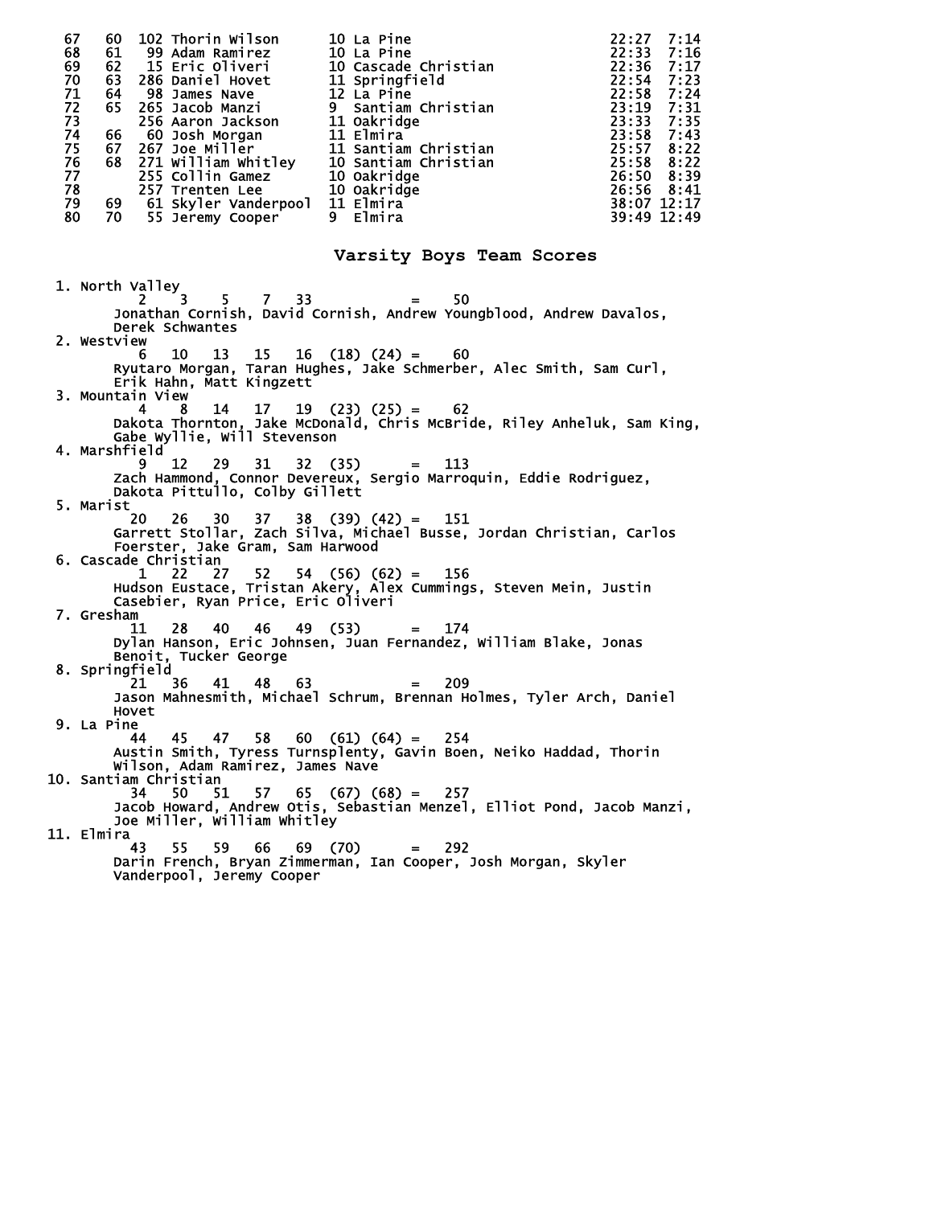| | | | | | | | |
|---|---|---|---|---|---|---|---|
| 67 | 60 | 102 | Thorin Wilson | 10 | La Pine | 22:27 | 7:14 |
| 68 | 61 | 99 | Adam Ramirez | 10 | La Pine | 22:33 | 7:16 |
| 69 | 62 | 15 | Eric Oliveri | 10 | Cascade Christian | 22:36 | 7:17 |
| 70 | 63 | 286 | Daniel Hovet | 11 | Springfield | 22:54 | 7:23 |
| 71 | 64 | 98 | James Nave | 12 | La Pine | 22:58 | 7:24 |
| 72 | 65 | 265 | Jacob Manzi | 9 | Santiam Christian | 23:19 | 7:31 |
| 73 | | 256 | Aaron Jackson | 11 | Oakridge | 23:33 | 7:35 |
| 74 | 66 | 60 | Josh Morgan | 11 | Elmira | 23:58 | 7:43 |
| 75 | 67 | 267 | Joe Miller | 11 | Santiam Christian | 25:57 | 8:22 |
| 76 | 68 | 271 | William Whitley | 10 | Santiam Christian | 25:58 | 8:22 |
| 77 | | 255 | Collin Gamez | 10 | Oakridge | 26:50 | 8:39 |
| 78 | | 257 | Trenten Lee | 10 | Oakridge | 26:56 | 8:41 |
| 79 | 69 | 61 | Skyler Vanderpool | 11 | Elmira | 38:07 | 12:17 |
| 80 | 70 | 55 | Jeremy Cooper | 9 | Elmira | 39:49 | 12:49 |

## Varsity Boys Team Scores

1. North Valley
   2 3 5 7 33 = 50
   Jonathan Cornish, David Cornish, Andrew Youngblood, Andrew Davalos, Derek Schwantes
2. Westview
   6 10 13 15 16 (18) (24) = 60
   Ryutaro Morgan, Taran Hughes, Jake Schmerber, Alec Smith, Sam Curl, Erik Hahn, Matt Kingzett
3. Mountain View
   4 8 14 17 19 (23) (25) = 62
   Dakota Thornton, Jake McDonald, Chris McBride, Riley Anheluk, Sam King, Gabe Wyllie, Will Stevenson
4. Marshfield
   9 12 29 31 32 (35) = 113
   Zach Hammond, Connor Devereux, Sergio Marroquin, Eddie Rodriguez, Dakota Pittullo, Colby Gillett
5. Marist
   20 26 30 37 38 (39) (42) = 151
   Garrett Stollar, Zach Silva, Michael Busse, Jordan Christian, Carlos Foerster, Jake Gram, Sam Harwood
6. Cascade Christian
   1 22 27 52 54 (56) (62) = 156
   Hudson Eustace, Tristan Akery, Alex Cummings, Steven Mein, Justin Casebier, Ryan Price, Eric Oliveri
7. Gresham
   11 28 40 46 49 (53) = 174
   Dylan Hanson, Eric Johnsen, Juan Fernandez, William Blake, Jonas Benoit, Tucker George
8. Springfield
   21 36 41 48 63 = 209
   Jason Mahnesmith, Michael Schrum, Brennan Holmes, Tyler Arch, Daniel Hovet
9. La Pine
   44 45 47 58 60 (61) (64) = 254
   Austin Smith, Tyress Turnsplenty, Gavin Boen, Neiko Haddad, Thorin Wilson, Adam Ramirez, James Nave
10. Santiam Christian
    34 50 51 57 65 (67) (68) = 257
    Jacob Howard, Andrew Otis, Sebastian Menzel, Elliot Pond, Jacob Manzi, Joe Miller, William Whitley
11. Elmira
    43 55 59 66 69 (70) = 292
    Darin French, Bryan Zimmerman, Ian Cooper, Josh Morgan, Skyler Vanderpool, Jeremy Cooper